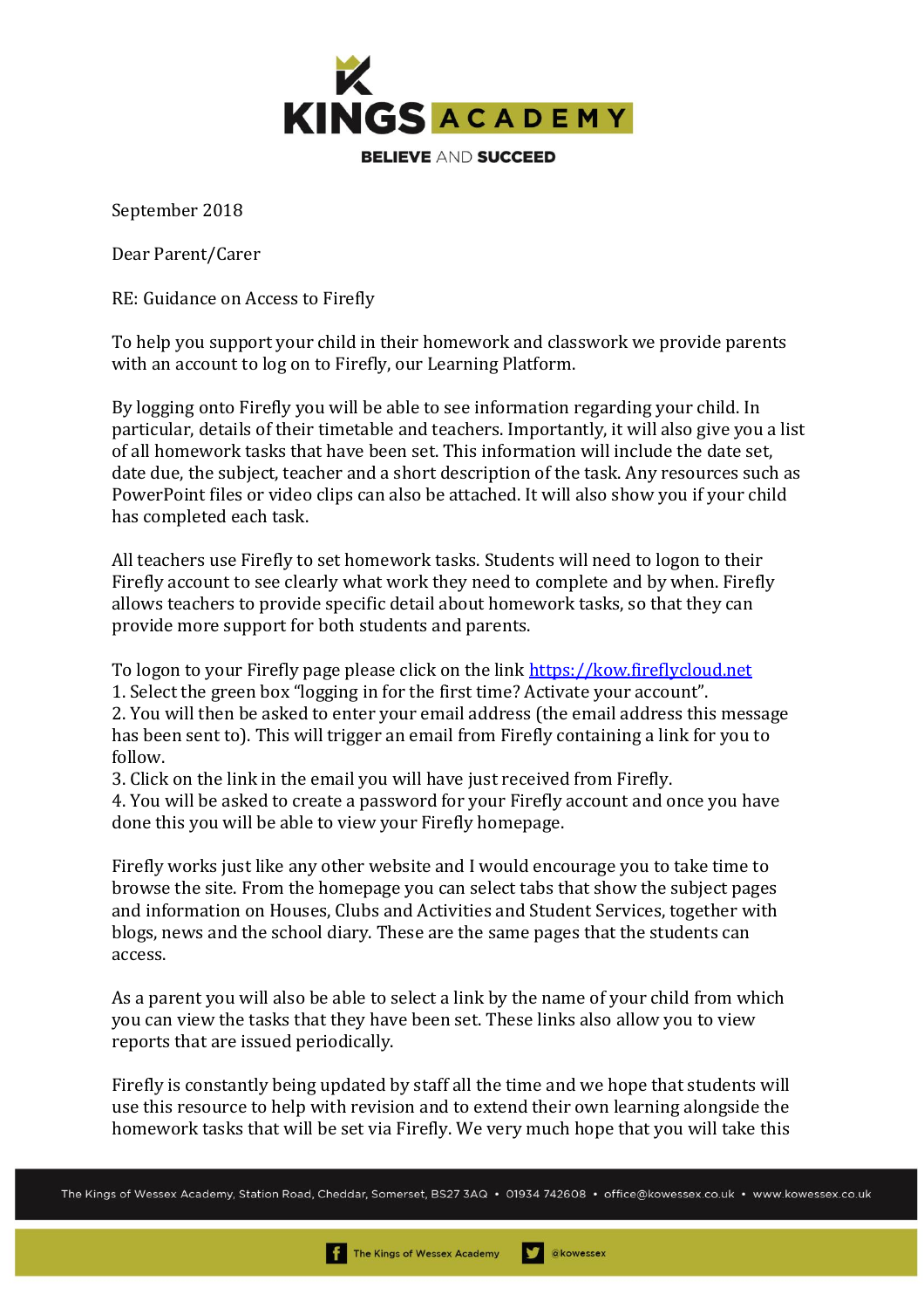KINGS ACADEMY

BELIEVE AND SUCCEED

September 2018

Dear Parent/Carer

RE: Guidance on Access to Firefly

To help you support your child in their homework and classwork we provide parents with an account to log on to Firefly, our Learning Platform.

By logging onto Firefly you will be able to see information regarding your child. In particular, details of their timetable and teachers. Importantly, it will also give you a list of all homework tasks that have been set. This information will include the date set, date due, the subject, teacher and a short description of the task. Any resources such as PowerPoint files or video clips can also be attached. It will also show you if your child has completed each task.

All teachers use Firefly to set homework tasks. Students will need to logon to their Firefly account to see clearly what work they need to complete and by when. Firefly allows teachers to provide specific detail about homework tasks, so that they can provide more support for both students and parents.

To logon to your Firefly page please click on the link [https://kow.fireflycloud.net](https://kow.fireflycloud.net)

1. Select the green box "logging in for the first time? Activate your account".
2. You will then be asked to enter your email address (the email address this message has been sent to). This will trigger an email from Firefly containing a link for you to follow.
3. Click on the link in the email you will have just received from Firefly.
4. You will be asked to create a password for your Firefly account and once you have done this you will be able to view your Firefly homepage.

Firefly works just like any other website and I would encourage you to take time to browse the site. From the homepage you can select tabs that show the subject pages and information on Houses, Clubs and Activities and Student Services, together with blogs, news and the school diary. These are the same pages that the students can access.

As a parent you will also be able to select a link by the name of your child from which you can view the tasks that they have been set. These links also allow you to view reports that are issued periodically.

Firefly is constantly being updated by staff all the time and we hope that students will use this resource to help with revision and to extend their own learning alongside the homework tasks that will be set via Firefly. We very much hope that you will take this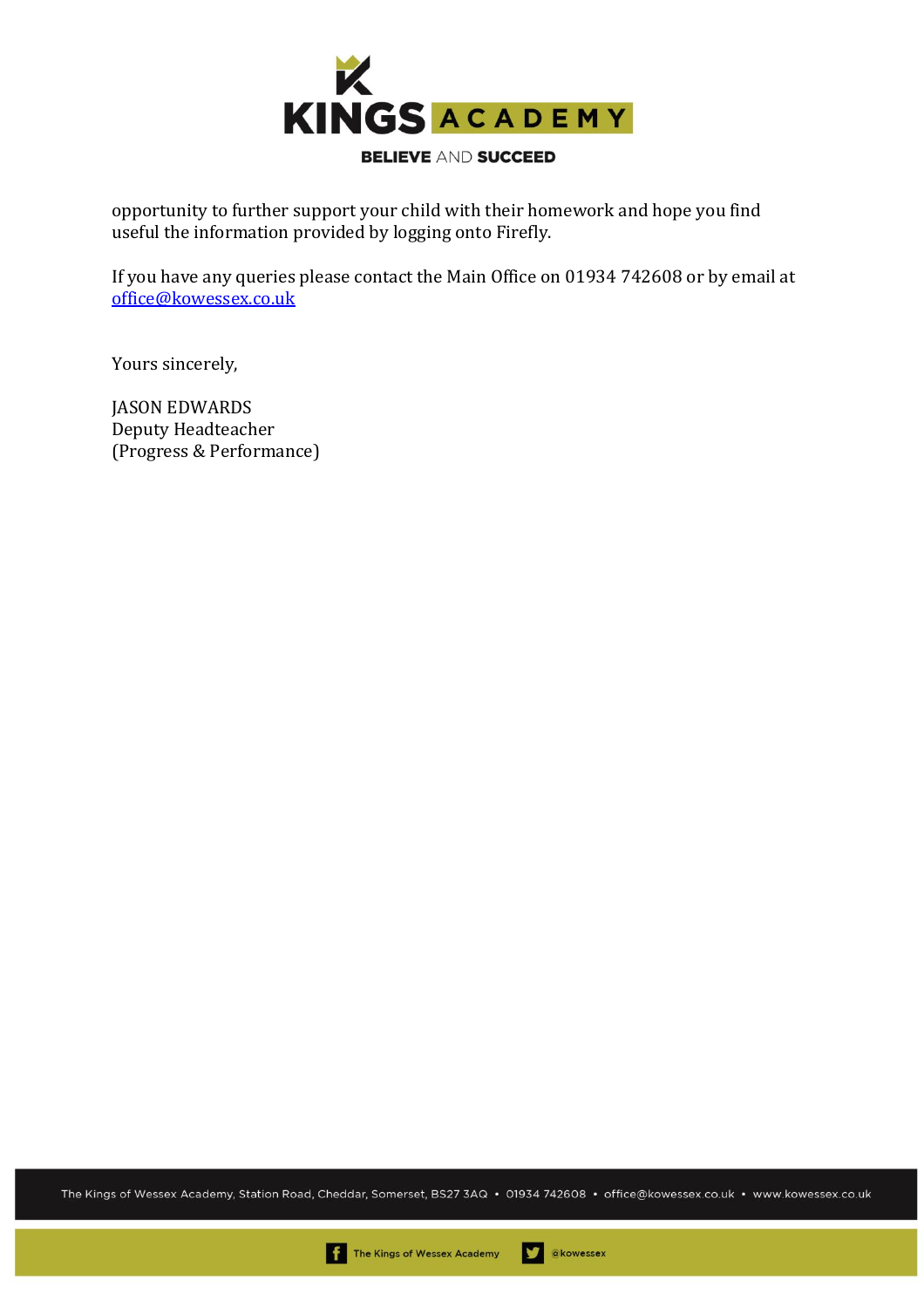opportunity to further support your child with their homework and hope you find useful the information provided by logging onto Firefly.

If you have any queries please contact the Main Office on 01934 742608 or by email at office@kowessex.co.uk

Yours sincerely,

JASON EDWARDS
Deputy Headteacher
(Progress & Performance)